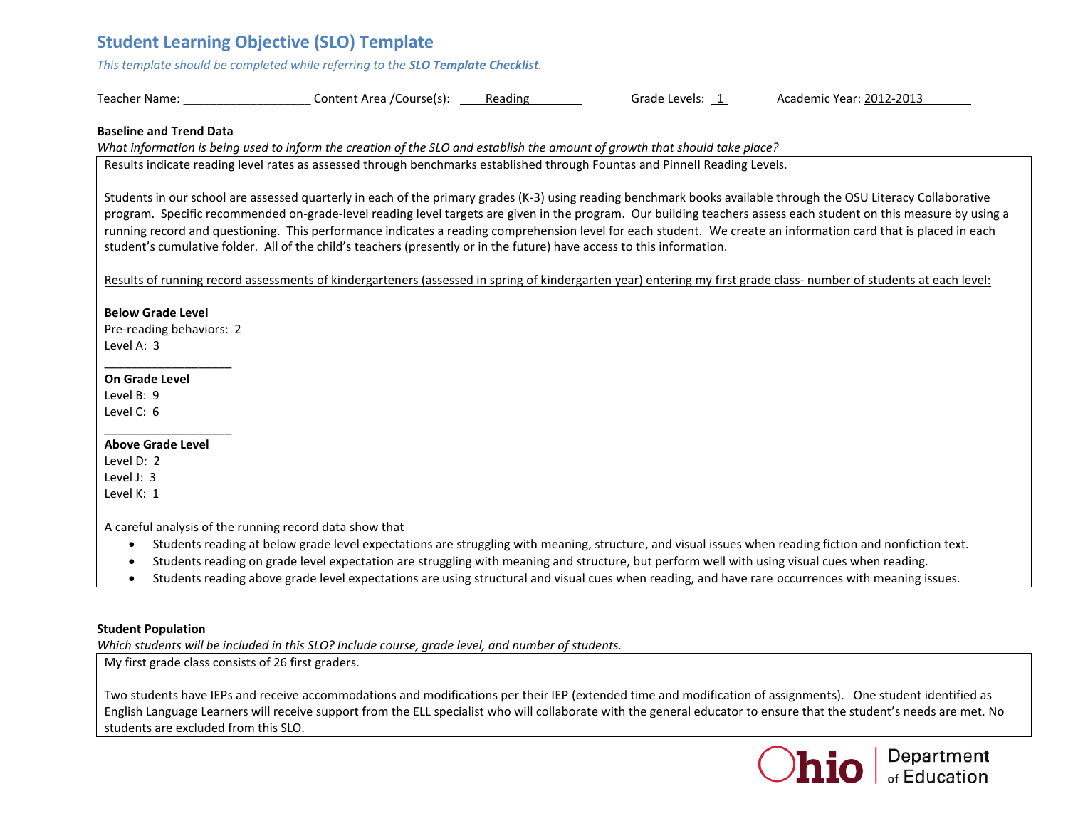# Student Learning Objective (SLO) Template

*This template should be completed while referring to the **SLO Template Checklist**.*

Teacher Name: ___________________ Content Area /Course(s): Reading Grade Levels: 1 Academic Year: 2012-2013

**Baseline and Trend Data**

*What information is being used to inform the creation of the SLO and establish the amount of growth that should take place?*

Results indicate reading level rates as assessed through benchmarks established through Fountas and Pinnell Reading Levels.

Students in our school are assessed quarterly in each of the primary grades (K-3) using reading benchmark books available through the OSU Literacy Collaborative program. Specific recommended on-grade-level reading level targets are given in the program. Our building teachers assess each student on this measure by using a running record and questioning. This performance indicates a reading comprehension level for each student. We create an information card that is placed in each student's cumulative folder. All of the child's teachers (presently or in the future) have access to this information.

Results of running record assessments of kindergarteners (assessed in spring of kindergarten year) entering my first grade class- number of students at each level:

**Below Grade Level**
Pre-reading behaviors: 2
Level A: 3

___________________

**On Grade Level**
Level B: 9
Level C: 6

___________________

**Above Grade Level**
Level D: 2
Level J: 3
Level K: 1

A careful analysis of the running record data show that

- Students reading at below grade level expectations are struggling with meaning, structure, and visual issues when reading fiction and nonfiction text.
- Students reading on grade level expectation are struggling with meaning and structure, but perform well with using visual cues when reading.
- Students reading above grade level expectations are using structural and visual cues when reading, and have rare occurrences with meaning issues.

**Student Population**

*Which students will be included in this SLO? Include course, grade level, and number of students.*

My first grade class consists of 26 first graders.

Two students have IEPs and receive accommodations and modifications per their IEP (extended time and modification of assignments). One student identified as English Language Learners will receive support from the ELL specialist who will collaborate with the general educator to ensure that the student's needs are met. No students are excluded from this SLO.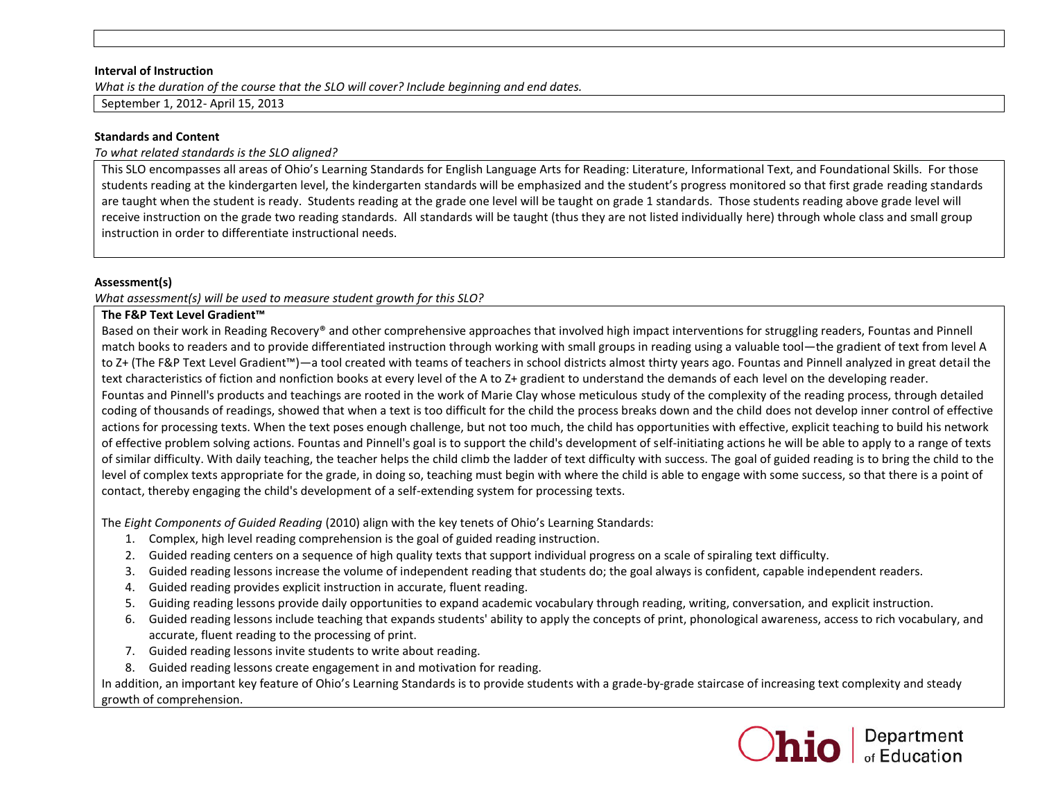**Interval of Instruction**

*What is the duration of the course that the SLO will cover? Include beginning and end dates.*

September 1, 2012- April 15, 2013

**Standards and Content**

*To what related standards is the SLO aligned?*

This SLO encompasses all areas of Ohio's Learning Standards for English Language Arts for Reading: Literature, Informational Text, and Foundational Skills. For those students reading at the kindergarten level, the kindergarten standards will be emphasized and the student's progress monitored so that first grade reading standards are taught when the student is ready. Students reading at the grade one level will be taught on grade 1 standards. Those students reading above grade level will receive instruction on the grade two reading standards. All standards will be taught (thus they are not listed individually here) through whole class and small group instruction in order to differentiate instructional needs.

**Assessment(s)**

*What assessment(s) will be used to measure student growth for this SLO?*

**The F&P Text Level Gradient™**

Based on their work in Reading Recovery® and other comprehensive approaches that involved high impact interventions for struggling readers, Fountas and Pinnell match books to readers and to provide differentiated instruction through working with small groups in reading using a valuable tool—the gradient of text from level A to Z+ (The F&P Text Level Gradient™)—a tool created with teams of teachers in school districts almost thirty years ago. Fountas and Pinnell analyzed in great detail the text characteristics of fiction and nonfiction books at every level of the A to Z+ gradient to understand the demands of each level on the developing reader.

Fountas and Pinnell's products and teachings are rooted in the work of Marie Clay whose meticulous study of the complexity of the reading process, through detailed coding of thousands of readings, showed that when a text is too difficult for the child the process breaks down and the child does not develop inner control of effective actions for processing texts. When the text poses enough challenge, but not too much, the child has opportunities with effective, explicit teaching to build his network of effective problem solving actions. Fountas and Pinnell's goal is to support the child's development of self-initiating actions he will be able to apply to a range of texts of similar difficulty. With daily teaching, the teacher helps the child climb the ladder of text difficulty with success. The goal of guided reading is to bring the child to the level of complex texts appropriate for the grade, in doing so, teaching must begin with where the child is able to engage with some success, so that there is a point of contact, thereby engaging the child's development of a self-extending system for processing texts.

The *Eight Components of Guided Reading* (2010) align with the key tenets of Ohio's Learning Standards:

1. Complex, high level reading comprehension is the goal of guided reading instruction.
2. Guided reading centers on a sequence of high quality texts that support individual progress on a scale of spiraling text difficulty.
3. Guided reading lessons increase the volume of independent reading that students do; the goal always is confident, capable independent readers.
4. Guided reading provides explicit instruction in accurate, fluent reading.
5. Guiding reading lessons provide daily opportunities to expand academic vocabulary through reading, writing, conversation, and explicit instruction.
6. Guided reading lessons include teaching that expands students' ability to apply the concepts of print, phonological awareness, access to rich vocabulary, and accurate, fluent reading to the processing of print.
7. Guided reading lessons invite students to write about reading.
8. Guided reading lessons create engagement in and motivation for reading.

In addition, an important key feature of Ohio's Learning Standards is to provide students with a grade-by-grade staircase of increasing text complexity and steady growth of comprehension.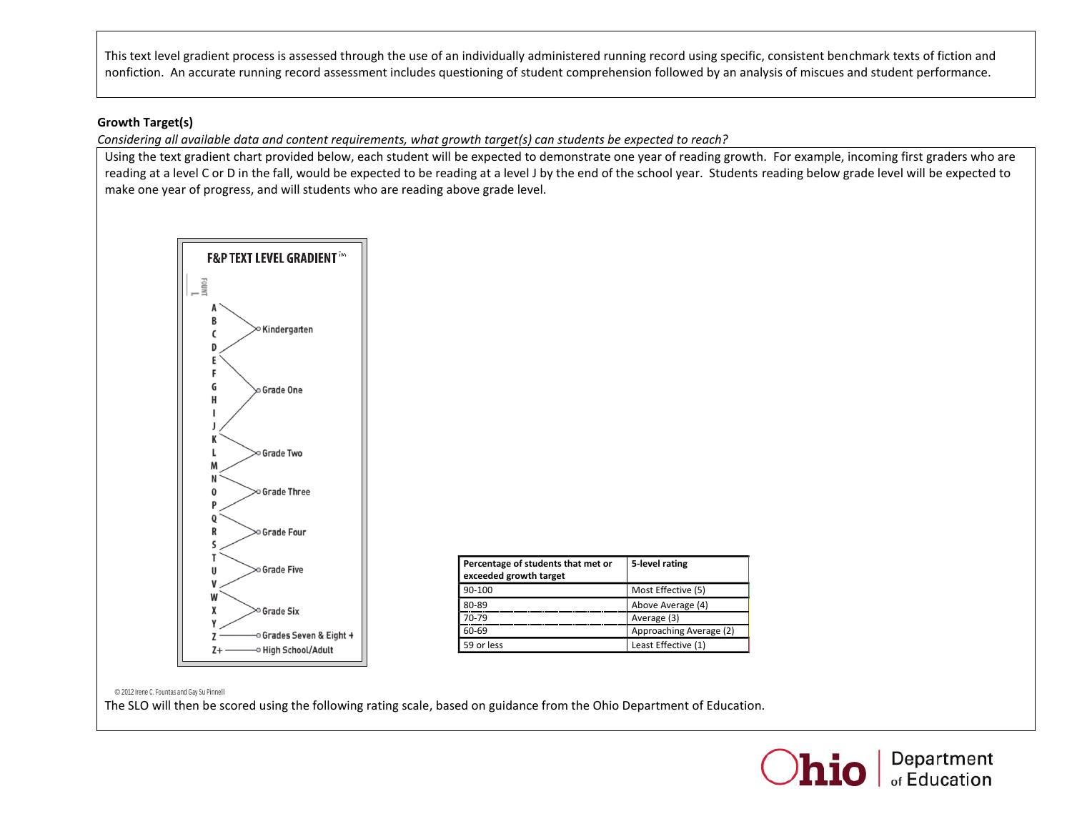This text level gradient process is assessed through the use of an individually administered running record using specific, consistent benchmark texts of fiction and nonfiction. An accurate running record assessment includes questioning of student comprehension followed by an analysis of miscues and student performance.

**Growth Target(s)**

*Considering all available data and content requirements, what growth target(s) can students be expected to reach?*

Using the text gradient chart provided below, each student will be expected to demonstrate one year of reading growth. For example, incoming first graders who are reading at a level C or D in the fall, would be expected to be reading at a level J by the end of the school year. Students reading below grade level will be expected to make one year of progress, and will students who are reading above grade level.

**F&P TEXT LEVEL GRADIENT™**

| Levels | Grade |
|---|---|
| A, B, C, D | Kindergarten |
| E, F, G, H, I, J | Grade One |
| K, L, M | Grade Two |
| N, O, P | Grade Three |
| Q, R, S | Grade Four |
| T, U, V | Grade Five |
| W, X, Y | Grade Six |
| Z | Grades Seven & Eight + |
| Z+ | High School/Adult |

© 2012 Irene C. Fountas and Gay Su Pinnell

| Percentage of students that met or exceeded growth target | 5-level rating |
|---|---|
| 90-100 | Most Effective (5) |
| 80-89 | Above Average (4) |
| 70-79 | Average (3) |
| 60-69 | Approaching Average (2) |
| 59 or less | Least Effective (1) |

The SLO will then be scored using the following rating scale, based on guidance from the Ohio Department of Education.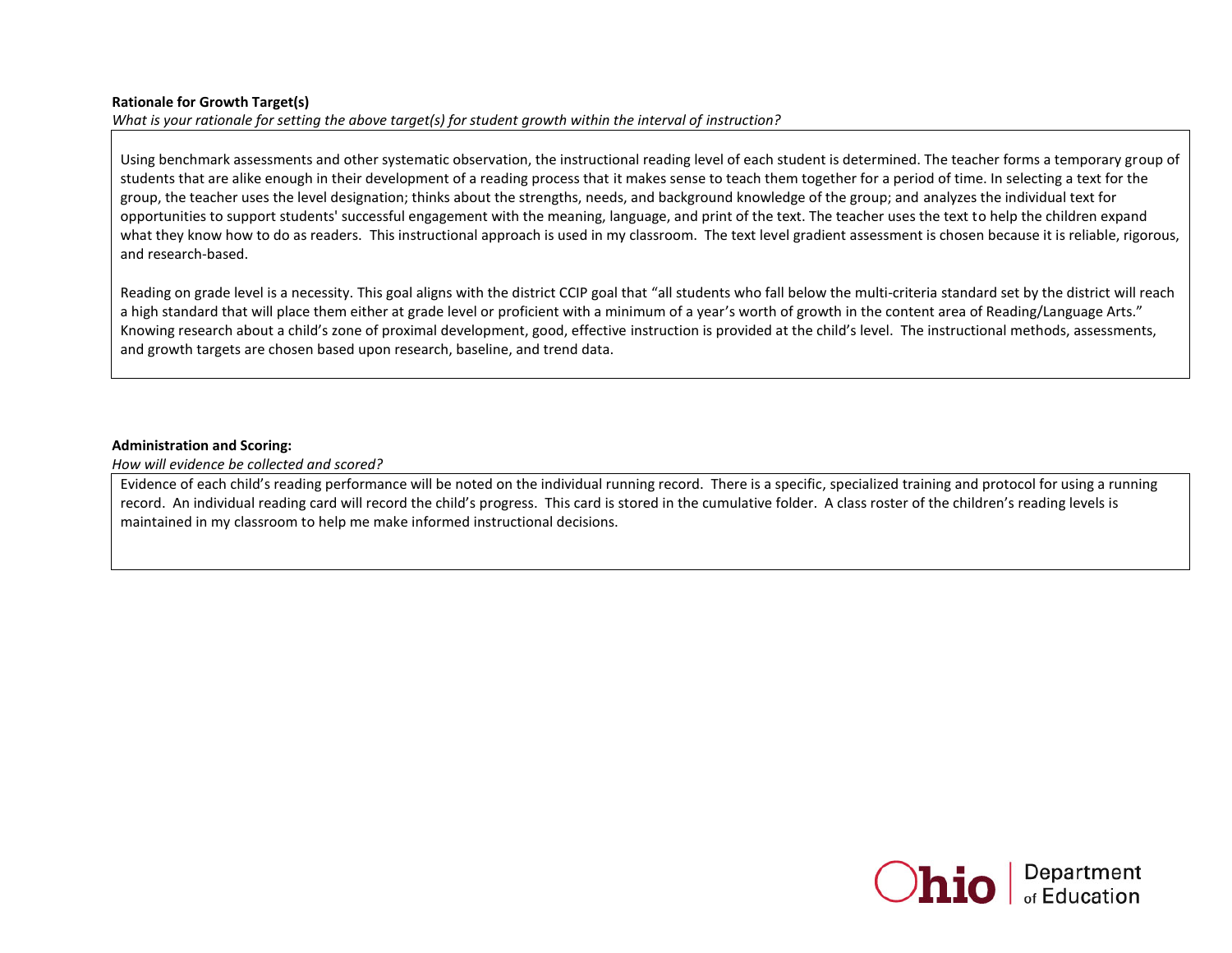**Rationale for Growth Target(s)**

*What is your rationale for setting the above target(s) for student growth within the interval of instruction?*

Using benchmark assessments and other systematic observation, the instructional reading level of each student is determined. The teacher forms a temporary group of students that are alike enough in their development of a reading process that it makes sense to teach them together for a period of time. In selecting a text for the group, the teacher uses the level designation; thinks about the strengths, needs, and background knowledge of the group; and analyzes the individual text for opportunities to support students' successful engagement with the meaning, language, and print of the text. The teacher uses the text to help the children expand what they know how to do as readers. This instructional approach is used in my classroom. The text level gradient assessment is chosen because it is reliable, rigorous, and research-based.

Reading on grade level is a necessity. This goal aligns with the district CCIP goal that "all students who fall below the multi-criteria standard set by the district will reach a high standard that will place them either at grade level or proficient with a minimum of a year's worth of growth in the content area of Reading/Language Arts." Knowing research about a child's zone of proximal development, good, effective instruction is provided at the child's level. The instructional methods, assessments, and growth targets are chosen based upon research, baseline, and trend data.

**Administration and Scoring:**

*How will evidence be collected and scored?*

Evidence of each child's reading performance will be noted on the individual running record. There is a specific, specialized training and protocol for using a running record. An individual reading card will record the child's progress. This card is stored in the cumulative folder. A class roster of the children's reading levels is maintained in my classroom to help me make informed instructional decisions.